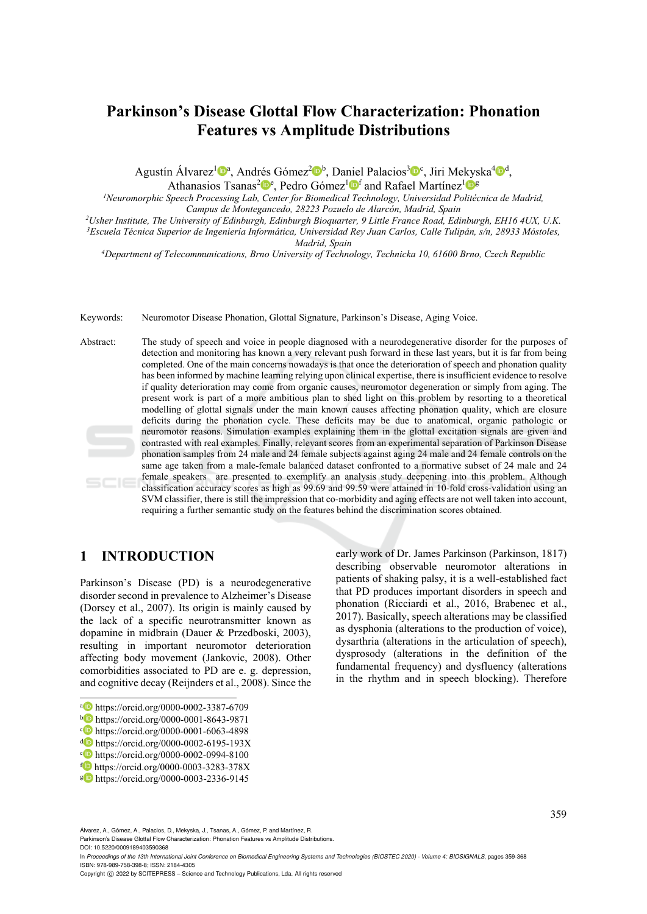# Parkinson's Disease Glottal Flow Characterization: Phonation Features vs Amplitude Distributions

Agustín Álvarez[1][a], Andrés Gómez[2][b], Daniel Palacios[3][c], Jiri Mekyska[4][d], Athanasios Tsanas[2][e], Pedro Gómez[1][f] and Rafael Martínez[1][g]

[1]*Neuromorphic Speech Processing Lab, Center for Biomedical Technology, Universidad Politécnica de Madrid, Campus de Montegancedo, 28223 Pozuelo de Alarcón, Madrid, Spain*
[2]*Usher Institute, The University of Edinburgh, Edinburgh Bioquarter, 9 Little France Road, Edinburgh, EH16 4UX, U.K.*
[3]*Escuela Técnica Superior de Ingeniería Informática, Universidad Rey Juan Carlos, Calle Tulipán, s/n, 28933 Móstoles, Madrid, Spain*
[4]*Department of Telecommunications, Brno University of Technology, Technicka 10, 61600 Brno, Czech Republic*

Keywords: Neuromotor Disease Phonation, Glottal Signature, Parkinson's Disease, Aging Voice.

Abstract: The study of speech and voice in people diagnosed with a neurodegenerative disorder for the purposes of detection and monitoring has known a very relevant push forward in these last years, but it is far from being completed. One of the main concerns nowadays is that once the deterioration of speech and phonation quality has been informed by machine learning relying upon clinical expertise, there is insufficient evidence to resolve if quality deterioration may come from organic causes, neuromotor degeneration or simply from aging. The present work is part of a more ambitious plan to shed light on this problem by resorting to a theoretical modelling of glottal signals under the main known causes affecting phonation quality, which are closure deficits during the phonation cycle. These deficits may be due to anatomical, organic pathologic or neuromotor reasons. Simulation examples explaining them in the glottal excitation signals are given and contrasted with real examples. Finally, relevant scores from an experimental separation of Parkinson Disease phonation samples from 24 male and 24 female subjects against aging 24 male and 24 female controls on the same age taken from a male-female balanced dataset confronted to a normative subset of 24 male and 24 female speakers are presented to exemplify an analysis study deepening into this problem. Although classification accuracy scores as high as 99.69 and 99.59 were attained in 10-fold cross-validation using an SVM classifier, there is still the impression that co-morbidity and aging effects are not well taken into account, requiring a further semantic study on the features behind the discrimination scores obtained.

## 1 INTRODUCTION

Parkinson's Disease (PD) is a neurodegenerative disorder second in prevalence to Alzheimer's Disease (Dorsey et al., 2007). Its origin is mainly caused by the lack of a specific neurotransmitter known as dopamine in midbrain (Dauer & Przedboski, 2003), resulting in important neuromotor deterioration affecting body movement (Jankovic, 2008). Other comorbidities associated to PD are e. g. depression, and cognitive decay (Reijnders et al., 2008). Since the early work of Dr. James Parkinson (Parkinson, 1817) describing observable neuromotor alterations in patients of shaking palsy, it is a well-established fact that PD produces important disorders in speech and phonation (Ricciardi et al., 2016, Brabenec et al., 2017). Basically, speech alterations may be classified as dysphonia (alterations to the production of voice), dysarthria (alterations in the articulation of speech), dysprosody (alterations in the definition of the fundamental frequency) and dysfluency (alterations in the rhythm and in speech blocking). Therefore

[a] https://orcid.org/0000-0002-3387-6709
[b] https://orcid.org/0000-0001-8643-9871
[c] https://orcid.org/0000-0001-6063-4898
[d] https://orcid.org/0000-0002-6195-193X
[e] https://orcid.org/0000-0002-0994-8100
[f] https://orcid.org/0000-0003-3283-378X
[g] https://orcid.org/0000-0003-2336-9145

Álvarez, A., Gómez, A., Palacios, D., Mekyska, J., Tsanas, A., Gómez, P. and Martínez, R.
Parkinson's Disease Glottal Flow Characterization: Phonation Features vs Amplitude Distributions.
DOI: 10.5220/0009189403590368
In *Proceedings of the 13th International Joint Conference on Biomedical Engineering Systems and Technologies (BIOSTEC 2020) - Volume 4: BIOSIGNALS*, pages 359-368
ISBN: 978-989-758-398-8; ISSN: 2184-4305
Copyright © 2022 by SCITEPRESS – Science and Technology Publications, Lda. All rights reserved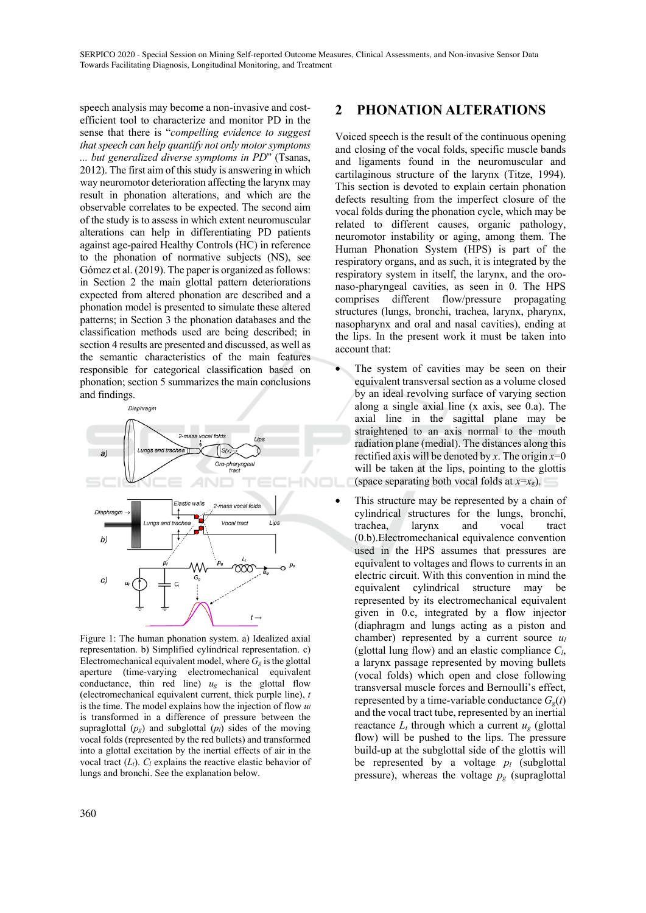speech analysis may become a non-invasive and cost-efficient tool to characterize and monitor PD in the sense that there is "*compelling evidence to suggest that speech can help quantify not only motor symptoms ... but generalized diverse symptoms in PD*" (Tsanas, 2012). The first aim of this study is answering in which way neuromotor deterioration affecting the larynx may result in phonation alterations, and which are the observable correlates to be expected. The second aim of the study is to assess in which extent neuromuscular alterations can help in differentiating PD patients against age-paired Healthy Controls (HC) in reference to the phonation of normative subjects (NS), see Gómez et al. (2019). The paper is organized as follows: in Section 2 the main glottal pattern deteriorations expected from altered phonation are described and a phonation model is presented to simulate these altered patterns; in Section 3 the phonation databases and the classification methods used are being described; in section 4 results are presented and discussed, as well as the semantic characteristics of the main features responsible for categorical classification based on phonation; section 5 summarizes the main conclusions and findings.

Figure 1: The human phonation system. a) Idealized axial representation. b) Simplified cylindrical representation. c) Electromechanical equivalent model, where $G_g$ is the glottal aperture (time-varying electromechanical equivalent conductance, thin red line) $u_g$ is the glottal flow (electromechanical equivalent current, thick purple line), $t$ is the time. The model explains how the injection of flow $u_l$ is transformed in a difference of pressure between the supraglottal ($p_g$) and subglottal ($p_l$) sides of the moving vocal folds (represented by the red bullets) and transformed into a glottal excitation by the inertial effects of air in the vocal tract ($L_t$). $C_l$ explains the reactive elastic behavior of lungs and bronchi. See the explanation below.

## 2 PHONATION ALTERATIONS

Voiced speech is the result of the continuous opening and closing of the vocal folds, specific muscle bands and ligaments found in the neuromuscular and cartilaginous structure of the larynx (Titze, 1994). This section is devoted to explain certain phonation defects resulting from the imperfect closure of the vocal folds during the phonation cycle, which may be related to different causes, organic pathology, neuromotor instability or aging, among them. The Human Phonation System (HPS) is part of the respiratory organs, and as such, it is integrated by the respiratory system in itself, the larynx, and the oro-naso-pharyngeal cavities, as seen in 0. The HPS comprises different flow/pressure propagating structures (lungs, bronchi, trachea, larynx, pharynx, nasopharynx and oral and nasal cavities), ending at the lips. In the present work it must be taken into account that:

- The system of cavities may be seen on their equivalent transversal section as a volume closed by an ideal revolving surface of varying section along a single axial line (x axis, see 0.a). The axial line in the sagittal plane may be straightened to an axis normal to the mouth radiation plane (medial). The distances along this rectified axis will be denoted by $x$. The origin $x$=0 will be taken at the lips, pointing to the glottis (space separating both vocal folds at $x$=$x_g$).
- This structure may be represented by a chain of cylindrical structures for the lungs, bronchi, trachea, larynx and vocal tract (0.b).Electromechanical equivalence convention used in the HPS assumes that pressures are equivalent to voltages and flows to currents in an electric circuit. With this convention in mind the equivalent cylindrical structure may be represented by its electromechanical equivalent given in 0.c, integrated by a flow injector (diaphragm and lungs acting as a piston and chamber) represented by a current source $u_l$ (glottal lung flow) and an elastic compliance $C_l$, a larynx passage represented by moving bullets (vocal folds) which open and close following transversal muscle forces and Bernoulli's effect, represented by a time-variable conductance $G_g(t)$ and the vocal tract tube, represented by an inertial reactance $L_t$ through which a current $u_g$ (glottal flow) will be pushed to the lips. The pressure build-up at the subglottal side of the glottis will be represented by a voltage $p_l$ (subglottal pressure), whereas the voltage $p_g$ (supraglottal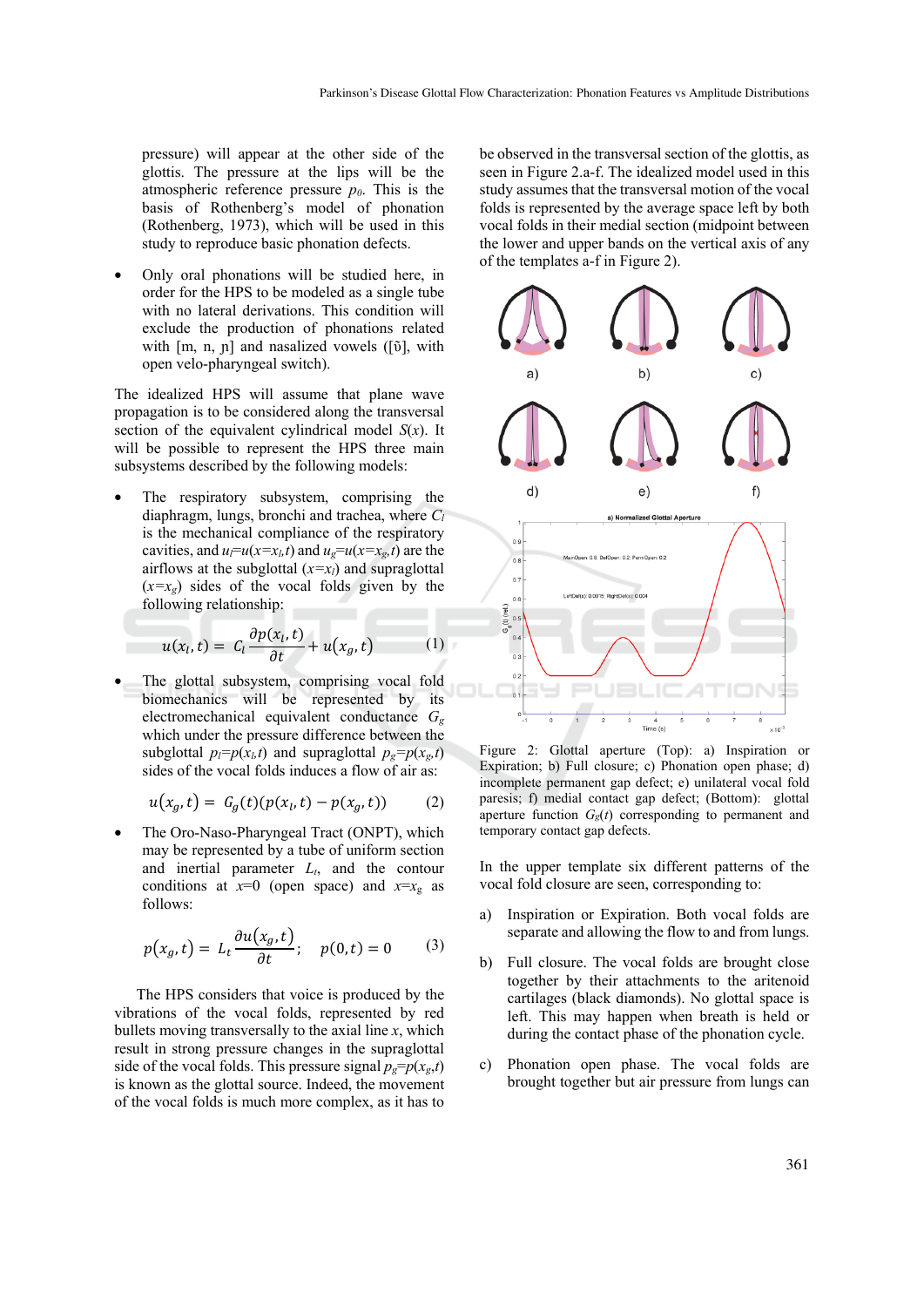pressure) will appear at the other side of the glottis. The pressure at the lips will be the atmospheric reference pressure $p_0$. This is the basis of Rothenberg's model of phonation (Rothenberg, 1973), which will be used in this study to reproduce basic phonation defects.

- Only oral phonations will be studied here, in order for the HPS to be modeled as a single tube with no lateral derivations. This condition will exclude the production of phonations related with [m, n, ɲ] and nasalized vowels ([ũ], with open velo-pharyngeal switch).

The idealized HPS will assume that plane wave propagation is to be considered along the transversal section of the equivalent cylindrical model $S(x)$. It will be possible to represent the HPS three main subsystems described by the following models:

- The respiratory subsystem, comprising the diaphragm, lungs, bronchi and trachea, where $C_l$ is the mechanical compliance of the respiratory cavities, and $u_l=u(x=x_l,t)$ and $u_g=u(x=x_g,t)$ are the airflows at the subglottal ($x=x_l$) and supraglottal ($x=x_g$) sides of the vocal folds given by the following relationship:

$$u(x_l,t) = C_l \frac{\partial p(x_l,t)}{\partial t} + u(x_g,t) \tag{1}$$

- The glottal subsystem, comprising vocal fold biomechanics will be represented by its electromechanical equivalent conductance $G_g$ which under the pressure difference between the subglottal $p_l=p(x_l,t)$ and supraglottal $p_g=p(x_g,t)$ sides of the vocal folds induces a flow of air as:

$$u(x_g,t) = G_g(t)(p(x_l,t) - p(x_g,t)) \tag{2}$$

- The Oro-Naso-Pharyngeal Tract (ONPT), which may be represented by a tube of uniform section and inertial parameter $L_t$, and the contour conditions at $x=0$ (open space) and $x=x_g$ as follows:

$$p(x_g,t) = L_t \frac{\partial u(x_g,t)}{\partial t}; \quad p(0,t) = 0 \tag{3}$$

The HPS considers that voice is produced by the vibrations of the vocal folds, represented by red bullets moving transversally to the axial line $x$, which result in strong pressure changes in the supraglottal side of the vocal folds. This pressure signal $p_g=p(x_g,t)$ is known as the glottal source. Indeed, the movement of the vocal folds is much more complex, as it has to be observed in the transversal section of the glottis, as seen in Figure 2.a-f. The idealized model used in this study assumes that the transversal motion of the vocal folds is represented by the average space left by both vocal folds in their medial section (midpoint between the lower and upper bands on the vertical axis of any of the templates a-f in Figure 2).

Figure 2: Glottal aperture (Top): a) Inspiration or Expiration; b) Full closure; c) Phonation open phase; d) incomplete permanent gap defect; e) unilateral vocal fold paresis; f) medial contact gap defect; (Bottom): glottal aperture function $G_g(t)$ corresponding to permanent and temporary contact gap defects.

In the upper template six different patterns of the vocal fold closure are seen, corresponding to:

a) Inspiration or Expiration. Both vocal folds are separate and allowing the flow to and from lungs.

b) Full closure. The vocal folds are brought close together by their attachments to the aritenoid cartilages (black diamonds). No glottal space is left. This may happen when breath is held or during the contact phase of the phonation cycle.

c) Phonation open phase. The vocal folds are brought together but air pressure from lungs can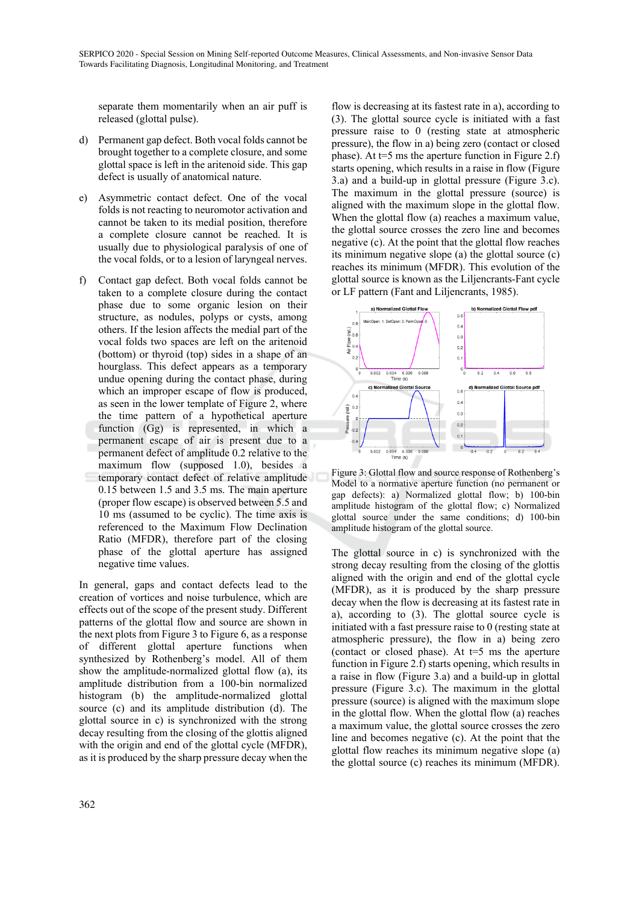separate them momentarily when an air puff is released (glottal pulse).

d) Permanent gap defect. Both vocal folds cannot be brought together to a complete closure, and some glottal space is left in the aritenoid side. This gap defect is usually of anatomical nature.

e) Asymmetric contact defect. One of the vocal folds is not reacting to neuromotor activation and cannot be taken to its medial position, therefore a complete closure cannot be reached. It is usually due to physiological paralysis of one of the vocal folds, or to a lesion of laryngeal nerves.

f) Contact gap defect. Both vocal folds cannot be taken to a complete closure during the contact phase due to some organic lesion on their structure, as nodules, polyps or cysts, among others. If the lesion affects the medial part of the vocal folds two spaces are left on the aritenoid (bottom) or thyroid (top) sides in a shape of an hourglass. This defect appears as a temporary undue opening during the contact phase, during which an improper escape of flow is produced, as seen in the lower template of Figure 2, where the time pattern of a hypothetical aperture function (Gg) is represented, in which a permanent escape of air is present due to a permanent defect of amplitude 0.2 relative to the maximum flow (supposed 1.0), besides a temporary contact defect of relative amplitude 0.15 between 1.5 and 3.5 ms. The main aperture (proper flow escape) is observed between 5.5 and 10 ms (assumed to be cyclic). The time axis is referenced to the Maximum Flow Declination Ratio (MFDR), therefore part of the closing phase of the glottal aperture has assigned negative time values.

In general, gaps and contact defects lead to the creation of vortices and noise turbulence, which are effects out of the scope of the present study. Different patterns of the glottal flow and source are shown in the next plots from Figure 3 to Figure 6, as a response of different glottal aperture functions when synthesized by Rothenberg's model. All of them show the amplitude-normalized glottal flow (a), its amplitude distribution from a 100-bin normalized histogram (b) the amplitude-normalized glottal source (c) and its amplitude distribution (d). The glottal source in c) is synchronized with the strong decay resulting from the closing of the glottis aligned with the origin and end of the glottal cycle (MFDR), as it is produced by the sharp pressure decay when the flow is decreasing at its fastest rate in a), according to (3). The glottal source cycle is initiated with a fast pressure raise to 0 (resting state at atmospheric pressure), the flow in a) being zero (contact or closed phase). At t=5 ms the aperture function in Figure 2.f) starts opening, which results in a raise in flow (Figure 3.a) and a build-up in glottal pressure (Figure 3.c). The maximum in the glottal pressure (source) is aligned with the maximum slope in the glottal flow. When the glottal flow (a) reaches a maximum value, the glottal source crosses the zero line and becomes negative (c). At the point that the glottal flow reaches its minimum negative slope (a) the glottal source (c) reaches its minimum (MFDR). This evolution of the glottal source is known as the Liljencrants-Fant cycle or LF pattern (Fant and Liljencrants, 1985).

Figure 3: Glottal flow and source response of Rothenberg's Model to a normative aperture function (no permanent or gap defects): a) Normalized glottal flow; b) 100-bin amplitude histogram of the glottal flow; c) Normalized glottal source under the same conditions; d) 100-bin amplitude histogram of the glottal source.

The glottal source in c) is synchronized with the strong decay resulting from the closing of the glottis aligned with the origin and end of the glottal cycle (MFDR), as it is produced by the sharp pressure decay when the flow is decreasing at its fastest rate in a), according to (3). The glottal source cycle is initiated with a fast pressure raise to 0 (resting state at atmospheric pressure), the flow in a) being zero (contact or closed phase). At t=5 ms the aperture function in Figure 2.f) starts opening, which results in a raise in flow (Figure 3.a) and a build-up in glottal pressure (Figure 3.c). The maximum in the glottal pressure (source) is aligned with the maximum slope in the glottal flow. When the glottal flow (a) reaches a maximum value, the glottal source crosses the zero line and becomes negative (c). At the point that the glottal flow reaches its minimum negative slope (a) the glottal source (c) reaches its minimum (MFDR).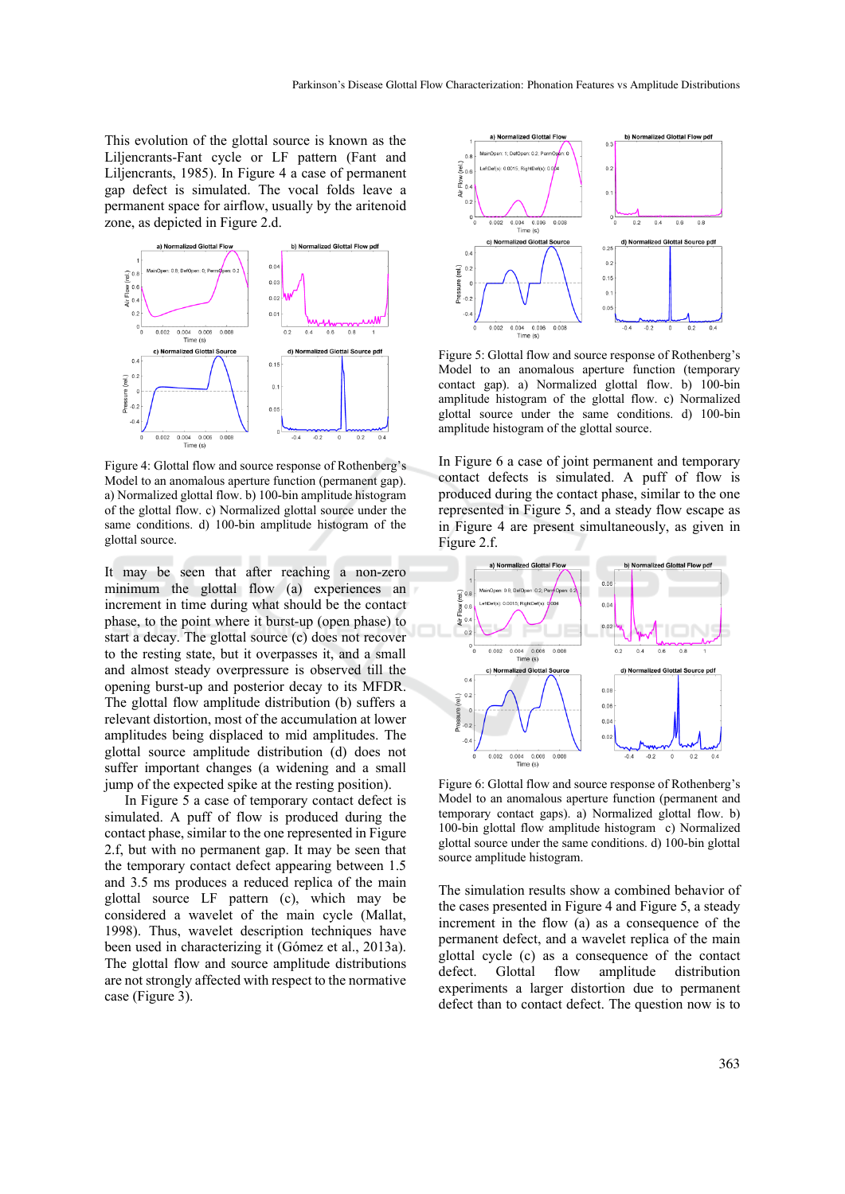This evolution of the glottal source is known as the Liljencrants-Fant cycle or LF pattern (Fant and Liljencrants, 1985). In Figure 4 a case of permanent gap defect is simulated. The vocal folds leave a permanent space for airflow, usually by the aritenoid zone, as depicted in Figure 2.d.

Figure 4: Glottal flow and source response of Rothenberg's Model to an anomalous aperture function (permanent gap). a) Normalized glottal flow. b) 100-bin amplitude histogram of the glottal flow. c) Normalized glottal source under the same conditions. d) 100-bin amplitude histogram of the glottal source.

It may be seen that after reaching a non-zero minimum the glottal flow (a) experiences an increment in time during what should be the contact phase, to the point where it burst-up (open phase) to start a decay. The glottal source (c) does not recover to the resting state, but it overpasses it, and a small and almost steady overpressure is observed till the opening burst-up and posterior decay to its MFDR. The glottal flow amplitude distribution (b) suffers a relevant distortion, most of the accumulation at lower amplitudes being displaced to mid amplitudes. The glottal source amplitude distribution (d) does not suffer important changes (a widening and a small jump of the expected spike at the resting position).

In Figure 5 a case of temporary contact defect is simulated. A puff of flow is produced during the contact phase, similar to the one represented in Figure 2.f, but with no permanent gap. It may be seen that the temporary contact defect appearing between 1.5 and 3.5 ms produces a reduced replica of the main glottal source LF pattern (c), which may be considered a wavelet of the main cycle (Mallat, 1998). Thus, wavelet description techniques have been used in characterizing it (Gómez et al., 2013a). The glottal flow and source amplitude distributions are not strongly affected with respect to the normative case (Figure 3).

Figure 5: Glottal flow and source response of Rothenberg's Model to an anomalous aperture function (temporary contact gap). a) Normalized glottal flow. b) 100-bin amplitude histogram of the glottal flow. c) Normalized glottal source under the same conditions. d) 100-bin amplitude histogram of the glottal source.

In Figure 6 a case of joint permanent and temporary contact defects is simulated. A puff of flow is produced during the contact phase, similar to the one represented in Figure 5, and a steady flow escape as in Figure 4 are present simultaneously, as given in Figure 2.f.

Figure 6: Glottal flow and source response of Rothenberg's Model to an anomalous aperture function (permanent and temporary contact gaps). a) Normalized glottal flow. b) 100-bin glottal flow amplitude histogram c) Normalized glottal source under the same conditions. d) 100-bin glottal source amplitude histogram.

The simulation results show a combined behavior of the cases presented in Figure 4 and Figure 5, a steady increment in the flow (a) as a consequence of the permanent defect, and a wavelet replica of the main glottal cycle (c) as a consequence of the contact defect. Glottal flow amplitude distribution experiments a larger distortion due to permanent defect than to contact defect. The question now is to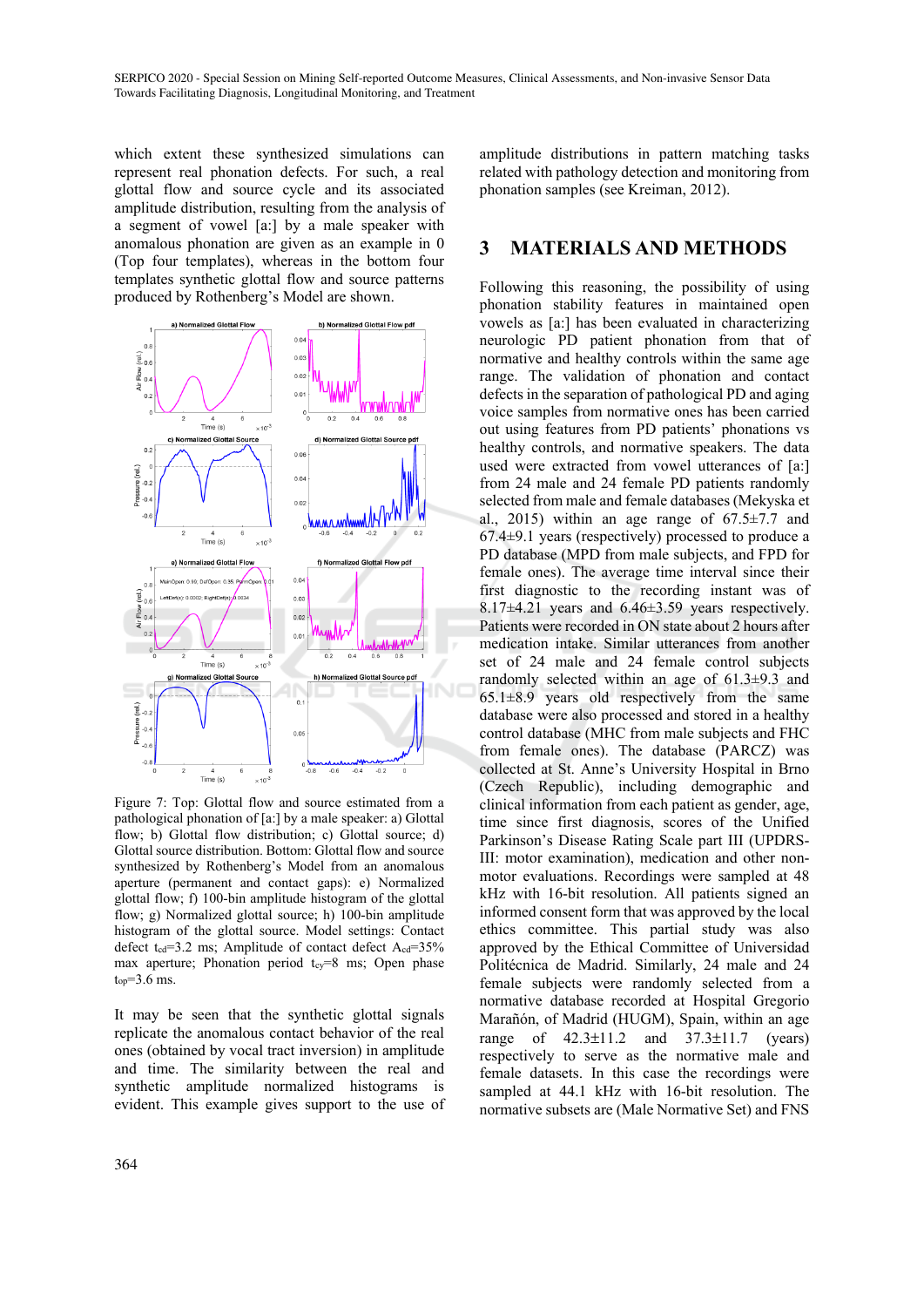which extent these synthesized simulations can represent real phonation defects. For such, a real glottal flow and source cycle and its associated amplitude distribution, resulting from the analysis of a segment of vowel [a:] by a male speaker with anomalous phonation are given as an example in 0 (Top four templates), whereas in the bottom four templates synthetic glottal flow and source patterns produced by Rothenberg's Model are shown.

Figure 7: Top: Glottal flow and source estimated from a pathological phonation of [a:] by a male speaker: a) Glottal flow; b) Glottal flow distribution; c) Glottal source; d) Glottal source distribution. Bottom: Glottal flow and source synthesized by Rothenberg's Model from an anomalous aperture (permanent and contact gaps): e) Normalized glottal flow; f) 100-bin amplitude histogram of the glottal flow; g) Normalized glottal source; h) 100-bin amplitude histogram of the glottal source. Model settings: Contact defect $t_{cd}$=3.2 ms; Amplitude of contact defect $A_{cd}$=35% max aperture; Phonation period $t_{cy}$=8 ms; Open phase $t_{op}$=3.6 ms.

It may be seen that the synthetic glottal signals replicate the anomalous contact behavior of the real ones (obtained by vocal tract inversion) in amplitude and time. The similarity between the real and synthetic amplitude normalized histograms is evident. This example gives support to the use of amplitude distributions in pattern matching tasks related with pathology detection and monitoring from phonation samples (see Kreiman, 2012).

## 3 MATERIALS AND METHODS

Following this reasoning, the possibility of using phonation stability features in maintained open vowels as [a:] has been evaluated in characterizing neurologic PD patient phonation from that of normative and healthy controls within the same age range. The validation of phonation and contact defects in the separation of pathological PD and aging voice samples from normative ones has been carried out using features from PD patients' phonations vs healthy controls, and normative speakers. The data used were extracted from vowel utterances of [a:] from 24 male and 24 female PD patients randomly selected from male and female databases (Mekyska et al., 2015) within an age range of 67.5±7.7 and 67.4±9.1 years (respectively) processed to produce a PD database (MPD from male subjects, and FPD for female ones). The average time interval since their first diagnostic to the recording instant was of 8.17±4.21 years and 6.46±3.59 years respectively. Patients were recorded in ON state about 2 hours after medication intake. Similar utterances from another set of 24 male and 24 female control subjects randomly selected within an age of 61.3±9.3 and 65.1±8.9 years old respectively from the same database were also processed and stored in a healthy control database (MHC from male subjects and FHC from female ones). The database (PARCZ) was collected at St. Anne's University Hospital in Brno (Czech Republic), including demographic and clinical information from each patient as gender, age, time since first diagnosis, scores of the Unified Parkinson's Disease Rating Scale part III (UPDRS-III: motor examination), medication and other non-motor evaluations. Recordings were sampled at 48 kHz with 16-bit resolution. All patients signed an informed consent form that was approved by the local ethics committee. This partial study was also approved by the Ethical Committee of Universidad Politécnica de Madrid. Similarly, 24 male and 24 female subjects were randomly selected from a normative database recorded at Hospital Gregorio Marañón, of Madrid (HUGM), Spain, within an age range of 42.3±11.2 and 37.3±11.7 (years) respectively to serve as the normative male and female datasets. In this case the recordings were sampled at 44.1 kHz with 16-bit resolution. The normative subsets are (Male Normative Set) and FNS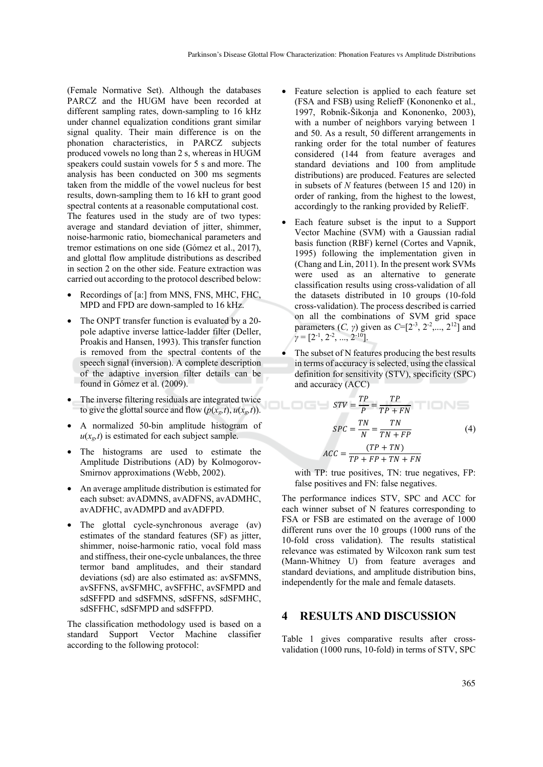(Female Normative Set). Although the databases PARCZ and the HUGM have been recorded at different sampling rates, down-sampling to 16 kHz under channel equalization conditions grant similar signal quality. Their main difference is on the phonation characteristics, in PARCZ subjects produced vowels no long than 2 s, whereas in HUGM speakers could sustain vowels for 5 s and more. The analysis has been conducted on 300 ms segments taken from the middle of the vowel nucleus for best results, down-sampling them to 16 kH to grant good spectral contents at a reasonable computational cost. The features used in the study are of two types: average and standard deviation of jitter, shimmer, noise-harmonic ratio, biomechanical parameters and tremor estimations on one side (Gómez et al., 2017), and glottal flow amplitude distributions as described in section 2 on the other side. Feature extraction was carried out according to the protocol described below:

- Recordings of [a:] from MNS, FNS, MHC, FHC, MPD and FPD are down-sampled to 16 kHz.
- The ONPT transfer function is evaluated by a 20-pole adaptive inverse lattice-ladder filter (Deller, Proakis and Hansen, 1993). This transfer function is removed from the spectral contents of the speech signal (inversion). A complete description of the adaptive inversion filter details can be found in Gómez et al. (2009).
- The inverse filtering residuals are integrated twice to give the glottal source and flow ($p(x_g,t)$, $u(x_g,t)$).
- A normalized 50-bin amplitude histogram of $u(x_g,t)$ is estimated for each subject sample.
- The histograms are used to estimate the Amplitude Distributions (AD) by Kolmogorov-Smirnov approximations (Webb, 2002).
- An average amplitude distribution is estimated for each subset: avADMNS, avADFNS, avADMHC, avADFHC, avADMPD and avADFPD.
- The glottal cycle-synchronous average (av) estimates of the standard features (SF) as jitter, shimmer, noise-harmonic ratio, vocal fold mass and stiffness, their one-cycle unbalances, the three termor band amplitudes, and their standard deviations (sd) are also estimated as: avSFMNS, avSFFNS, avSFMHC, avSFFHC, avSFMPD and sdSFFPD and sdSFMNS, sdSFFNS, sdSFMHC, sdSFFHC, sdSFMPD and sdSFFPD.

The classification methodology used is based on a standard Support Vector Machine classifier according to the following protocol:

- Feature selection is applied to each feature set (FSA and FSB) using ReliefF (Kononenko et al., 1997, Robnik-Šikonja and Kononenko, 2003), with a number of neighbors varying between 1 and 50. As a result, 50 different arrangements in ranking order for the total number of features considered (144 from feature averages and standard deviations and 100 from amplitude distributions) are produced. Features are selected in subsets of *N* features (between 15 and 120) in order of ranking, from the highest to the lowest, accordingly to the ranking provided by ReliefF.
- Each feature subset is the input to a Support Vector Machine (SVM) with a Gaussian radial basis function (RBF) kernel (Cortes and Vapnik, 1995) following the implementation given in (Chang and Lin, 2011). In the present work SVMs were used as an alternative to generate classification results using cross-validation of all the datasets distributed in 10 groups (10-fold cross-validation). The process described is carried on all the combinations of SVM grid space parameters ($C$, $\gamma$) given as $C$=[$2^{-3}$, $2^{-2}$,..., $2^{12}$] and $\gamma$ = [$2^{-1}$, $2^{-2}$, ..., $2^{-10}$].
- The subset of N features producing the best results in terms of accuracy is selected, using the classical definition for sensitivity (STV), specificity (SPC) and accuracy (ACC)

$$STV = \frac{TP}{P} = \frac{TP}{TP + FN}$$
$$SPC = \frac{TN}{N} = \frac{TN}{TN + FP} \quad (4)$$
$$ACC = \frac{(TP + TN)}{TP + FP + TN + FN}$$

with TP: true positives, TN: true negatives, FP: false positives and FN: false negatives.

The performance indices STV, SPC and ACC for each winner subset of N features corresponding to FSA or FSB are estimated on the average of 1000 different runs over the 10 groups (1000 runs of the 10-fold cross validation). The results statistical relevance was estimated by Wilcoxon rank sum test (Mann-Whitney U) from feature averages and standard deviations, and amplitude distribution bins, independently for the male and female datasets.

## 4 RESULTS AND DISCUSSION

Table 1 gives comparative results after cross-validation (1000 runs, 10-fold) in terms of STV, SPC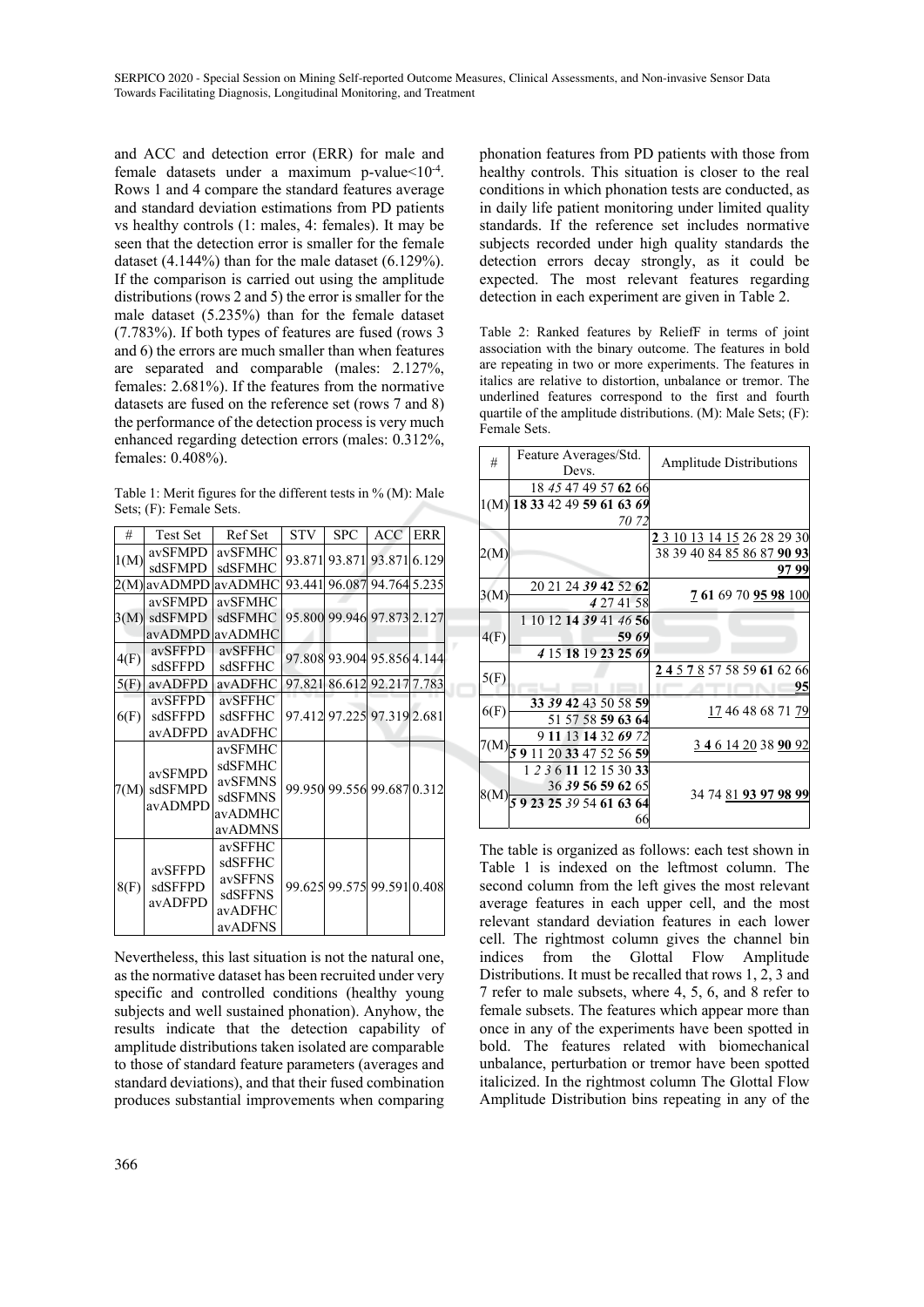and ACC and detection error (ERR) for male and female datasets under a maximum p-value$<10^{-4}$. Rows 1 and 4 compare the standard features average and standard deviation estimations from PD patients vs healthy controls (1: males, 4: females). It may be seen that the detection error is smaller for the female dataset (4.144%) than for the male dataset (6.129%). If the comparison is carried out using the amplitude distributions (rows 2 and 5) the error is smaller for the male dataset (5.235%) than for the female dataset (7.783%). If both types of features are fused (rows 3 and 6) the errors are much smaller than when features are separated and comparable (males: 2.127%, females: 2.681%). If the features from the normative datasets are fused on the reference set (rows 7 and 8) the performance of the detection process is very much enhanced regarding detection errors (males: 0.312%, females: 0.408%).

Table 1: Merit figures for the different tests in % (M): Male Sets; (F): Female Sets.

| # | Test Set | Ref Set | STV | SPC | ACC | ERR |
|---|---|---|---|---|---|---|
| 1(M) | avSFMPD sdSFMPD | avSFMHC sdSFMHC | 93.871 | 93.871 | 93.871 | 6.129 |
| 2(M) | avADMPD | avADMHC | 93.441 | 96.087 | 94.764 | 5.235 |
| 3(M) | avSFMPD sdSFMPD avADMPD | avSFMHC sdSFMHC avADMHC | 95.800 | 99.946 | 97.873 | 2.127 |
| 4(F) | avSFFPD sdSFFPD | avSFFHC sdSFFHC | 97.808 | 93.904 | 95.856 | 4.144 |
| 5(F) | avADFPD | avADFHC | 97.821 | 86.612 | 92.217 | 7.783 |
| 6(F) | avSFFPD sdSFFPD avADFPD | avSFFHC sdSFFHC avADFHC | 97.412 | 97.225 | 97.319 | 2.681 |
| 7(M) | avSFMPD sdSFMPD avADMPD | avSFMHC sdSFMHC avSFMNS sdSFMNS avADMHC avADMNS | 99.950 | 99.556 | 99.687 | 0.312 |
| 8(F) | avSFFPD sdSFFPD avADFPD | avSFFHC sdSFFHC avSFFNS sdSFFNS avADFHC avADFNS | 99.625 | 99.575 | 99.591 | 0.408 |

Nevertheless, this last situation is not the natural one, as the normative dataset has been recruited under very specific and controlled conditions (healthy young subjects and well sustained phonation). Anyhow, the results indicate that the detection capability of amplitude distributions taken isolated are comparable to those of standard feature parameters (averages and standard deviations), and that their fused combination produces substantial improvements when comparing phonation features from PD patients with those from healthy controls. This situation is closer to the real conditions in which phonation tests are conducted, as in daily life patient monitoring under limited quality standards. If the reference set includes normative subjects recorded under high quality standards the detection errors decay strongly, as it could be expected. The most relevant features regarding detection in each experiment are given in Table 2.

Table 2: Ranked features by ReliefF in terms of joint association with the binary outcome. The features in bold are repeating in two or more experiments. The features in italics are relative to distortion, unbalance or tremor. The underlined features correspond to the first and fourth quartile of the amplitude distributions. (M): Male Sets; (F): Female Sets.

| # | Feature Averages/Std. Devs. | Amplitude Distributions |
|---|---|---|
| 1(M) | 18 *45* 47 49 57 **62** 66 / **18 33** 42 49 **59 61 63** ***69*** *70 72* | |
| 2(M) | | **2** 3 10 13 14 15 26 28 29 30 38 39 40 84 85 86 87 **90 93 97 99** |
| 3(M) | 20 21 24 ***39*** **42** 52 **62** / ***4*** 27 41 58 | **7** **61** 69 70 **95 98** 100 |
| 4(F) | 1 10 12 **14** ***39*** 41 *46* **56 59** ***69*** / ***4*** 15 **18** 19 **23 25** ***69*** | |
| 5(F) | | **2 4** 5 **7** 8 57 58 59 **61** 62 66 **95** |
| 6(F) | **33** ***39*** **42** 43 50 58 **59** / 51 57 58 **59 63 64** | 17 46 48 68 71 79 |
| 7(M) | 9 **11** 13 **14** 32 ***69*** *72* / **5 9** 11 20 **33** 47 52 56 **59** | 3 **4** 6 14 20 38 **90** 92 |
| 8(M) | 1 *2 3* 6 **11** 12 15 30 **33** 36 ***39*** **56 59 62** 65 / **5 9 23 25** *39* 54 **61 63 64** 66 | 34 74 81 **93 97 98 99** |

The table is organized as follows: each test shown in Table 1 is indexed on the leftmost column. The second column from the left gives the most relevant average features in each upper cell, and the most relevant standard deviation features in each lower cell. The rightmost column gives the channel bin indices from the Glottal Flow Amplitude Distributions. It must be recalled that rows 1, 2, 3 and 7 refer to male subsets, where 4, 5, 6, and 8 refer to female subsets. The features which appear more than once in any of the experiments have been spotted in bold. The features related with biomechanical unbalance, perturbation or tremor have been spotted italicized. In the rightmost column The Glottal Flow Amplitude Distribution bins repeating in any of the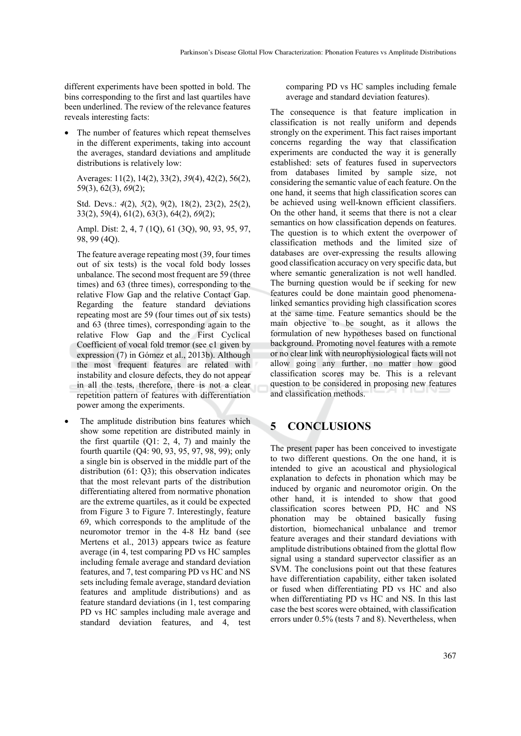different experiments have been spotted in bold. The bins corresponding to the first and last quartiles have been underlined. The review of the relevance features reveals interesting facts:

- The number of features which repeat themselves in the different experiments, taking into account the averages, standard deviations and amplitude distributions is relatively low:

  Averages: 11(2), 14(2), 33(2), *39*(4), 42(2), 56(2), 59(3), 62(3), *69*(2);

  Std. Devs.: *4*(2), *5*(2), 9(2), 18(2), 23(2), 25(2), 33(2), 59(4), 61(2), 63(3), 64(2), *69*(2);

  Ampl. Dist: 2, 4, 7 (1Q), 61 (3Q), 90, 93, 95, 97, 98, 99 (4Q).

  The feature average repeating most (39, four times out of six tests) is the vocal fold body losses unbalance. The second most frequent are 59 (three times) and 63 (three times), corresponding to the relative Flow Gap and the relative Contact Gap. Regarding the feature standard deviations repeating most are 59 (four times out of six tests) and 63 (three times), corresponding again to the relative Flow Gap and the First Cyclical Coefficient of vocal fold tremor (see c1 given by expression (7) in Gómez et al., 2013b). Although the most frequent features are related with instability and closure defects, they do not appear in all the tests, therefore, there is not a clear repetition pattern of features with differentiation power among the experiments.

- The amplitude distribution bins features which show some repetition are distributed mainly in the first quartile (Q1: 2, 4, 7) and mainly the fourth quartile (Q4: 90, 93, 95, 97, 98, 99); only a single bin is observed in the middle part of the distribution (61: Q3); this observation indicates that the most relevant parts of the distribution differentiating altered from normative phonation are the extreme quartiles, as it could be expected from Figure 3 to Figure 7. Interestingly, feature 69, which corresponds to the amplitude of the neuromotor tremor in the 4-8 Hz band (see Mertens et al., 2013) appears twice as feature average (in 4, test comparing PD vs HC samples including female average and standard deviation features, and 7, test comparing PD vs HC and NS sets including female average, standard deviation features and amplitude distributions) and as feature standard deviations (in 1, test comparing PD vs HC samples including male average and standard deviation features, and 4, test comparing PD vs HC samples including female average and standard deviation features).

The consequence is that feature implication in classification is not really uniform and depends strongly on the experiment. This fact raises important concerns regarding the way that classification experiments are conducted the way it is generally established: sets of features fused in supervectors from databases limited by sample size, not considering the semantic value of each feature. On the one hand, it seems that high classification scores can be achieved using well-known efficient classifiers. On the other hand, it seems that there is not a clear semantics on how classification depends on features. The question is to which extent the overpower of classification methods and the limited size of databases are over-expressing the results allowing good classification accuracy on very specific data, but where semantic generalization is not well handled. The burning question would be if seeking for new features could be done maintain good phenomena-linked semantics providing high classification scores at the same time. Feature semantics should be the main objective to be sought, as it allows the formulation of new hypotheses based on functional background. Promoting novel features with a remote or no clear link with neurophysiological facts will not allow going any further, no matter how good classification scores may be. This is a relevant question to be considered in proposing new features and classification methods.

# 5 CONCLUSIONS

The present paper has been conceived to investigate to two different questions. On the one hand, it is intended to give an acoustical and physiological explanation to defects in phonation which may be induced by organic and neuromotor origin. On the other hand, it is intended to show that good classification scores between PD, HC and NS phonation may be obtained basically fusing distortion, biomechanical unbalance and tremor feature averages and their standard deviations with amplitude distributions obtained from the glottal flow signal using a standard supervector classifier as an SVM. The conclusions point out that these features have differentiation capability, either taken isolated or fused when differentiating PD vs HC and also when differentiating PD vs HC and NS. In this last case the best scores were obtained, with classification errors under 0.5% (tests 7 and 8). Nevertheless, when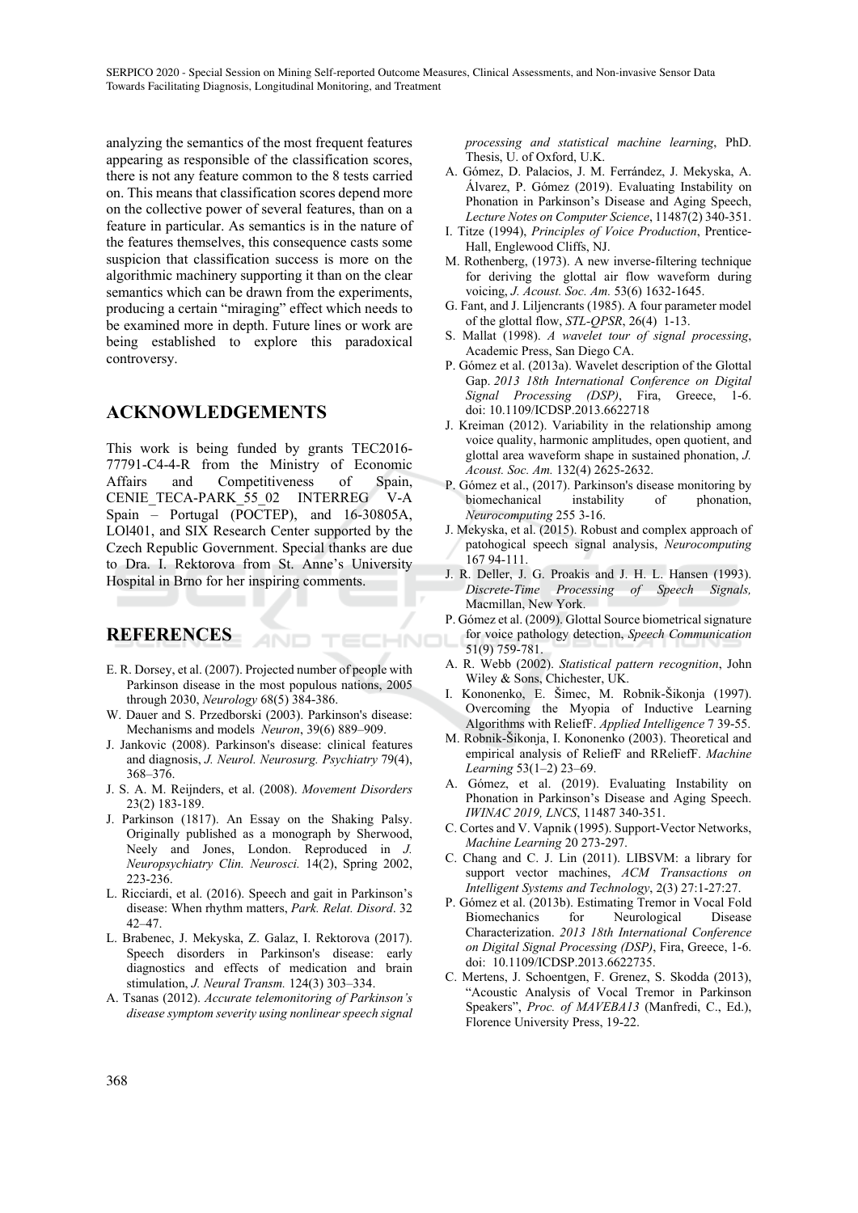analyzing the semantics of the most frequent features appearing as responsible of the classification scores, there is not any feature common to the 8 tests carried on. This means that classification scores depend more on the collective power of several features, than on a feature in particular. As semantics is in the nature of the features themselves, this consequence casts some suspicion that classification success is more on the algorithmic machinery supporting it than on the clear semantics which can be drawn from the experiments, producing a certain "miraging" effect which needs to be examined more in depth. Future lines or work are being established to explore this paradoxical controversy.

## ACKNOWLEDGEMENTS

This work is being funded by grants TEC2016-77791-C4-4-R from the Ministry of Economic Affairs and Competitiveness of Spain, CENIE_TECA-PARK_55_02 INTERREG V-A Spain – Portugal (POCTEP), and 16-30805A, LOl401, and SIX Research Center supported by the Czech Republic Government. Special thanks are due to Dra. I. Rektorova from St. Anne's University Hospital in Brno for her inspiring comments.

## REFERENCES

E. R. Dorsey, et al. (2007). Projected number of people with Parkinson disease in the most populous nations, 2005 through 2030, *Neurology* 68(5) 384-386.

W. Dauer and S. Przedborski (2003). Parkinson's disease: Mechanisms and models *Neuron*, 39(6) 889–909.

J. Jankovic (2008). Parkinson's disease: clinical features and diagnosis, *J. Neurol. Neurosurg. Psychiatry* 79(4), 368–376.

J. S. A. M. Reijnders, et al. (2008). *Movement Disorders* 23(2) 183-189.

J. Parkinson (1817). An Essay on the Shaking Palsy. Originally published as a monograph by Sherwood, Neely and Jones, London. Reproduced in *J. Neuropsychiatry Clin. Neurosci.* 14(2), Spring 2002, 223-236.

L. Ricciardi, et al. (2016). Speech and gait in Parkinson's disease: When rhythm matters, *Park. Relat. Disord*. 32 42–47.

L. Brabenec, J. Mekyska, Z. Galaz, I. Rektorova (2017). Speech disorders in Parkinson's disease: early diagnostics and effects of medication and brain stimulation, *J. Neural Transm.* 124(3) 303–334.

A. Tsanas (2012). *Accurate telemonitoring of Parkinson's disease symptom severity using nonlinear speech signal processing and statistical machine learning*, PhD. Thesis, U. of Oxford, U.K.

A. Gómez, D. Palacios, J. M. Ferrández, J. Mekyska, A. Álvarez, P. Gómez (2019). Evaluating Instability on Phonation in Parkinson's Disease and Aging Speech, *Lecture Notes on Computer Science*, 11487(2) 340-351.

I. Titze (1994), *Principles of Voice Production*, Prentice-Hall, Englewood Cliffs, NJ.

M. Rothenberg, (1973). A new inverse-filtering technique for deriving the glottal air flow waveform during voicing, *J. Acoust. Soc. Am.* 53(6) 1632-1645.

G. Fant, and J. Liljencrants (1985). A four parameter model of the glottal flow, *STL-QPSR*, 26(4) 1-13.

S. Mallat (1998). *A wavelet tour of signal processing*, Academic Press, San Diego CA.

P. Gómez et al. (2013a). Wavelet description of the Glottal Gap. *2013 18th International Conference on Digital Signal Processing (DSP)*, Fira, Greece, 1-6. doi: 10.1109/ICDSP.2013.6622718

J. Kreiman (2012). Variability in the relationship among voice quality, harmonic amplitudes, open quotient, and glottal area waveform shape in sustained phonation, *J. Acoust. Soc. Am.* 132(4) 2625-2632.

P. Gómez et al., (2017). Parkinson's disease monitoring by biomechanical instability of phonation, *Neurocomputing* 255 3-16.

J. Mekyska, et al. (2015). Robust and complex approach of patohogical speech signal analysis, *Neurocomputing* 167 94-111.

J. R. Deller, J. G. Proakis and J. H. L. Hansen (1993). *Discrete-Time Processing of Speech Signals,* Macmillan, New York.

P. Gómez et al. (2009). Glottal Source biometrical signature for voice pathology detection, *Speech Communication* 51(9) 759-781.

A. R. Webb (2002). *Statistical pattern recognition*, John Wiley & Sons, Chichester, UK.

I. Kononenko, E. Šimec, M. Robnik-Šikonja (1997). Overcoming the Myopia of Inductive Learning Algorithms with ReliefF. *Applied Intelligence* 7 39-55.

M. Robnik-Šikonja, I. Kononenko (2003). Theoretical and empirical analysis of ReliefF and RReliefF. *Machine Learning* 53(1–2) 23–69.

A. Gómez, et al. (2019). Evaluating Instability on Phonation in Parkinson's Disease and Aging Speech. *IWINAC 2019, LNCS*, 11487 340-351.

C. Cortes and V. Vapnik (1995). Support-Vector Networks, *Machine Learning* 20 273-297.

C. Chang and C. J. Lin (2011). LIBSVM: a library for support vector machines, *ACM Transactions on Intelligent Systems and Technology*, 2(3) 27:1-27:27.

P. Gómez et al. (2013b). Estimating Tremor in Vocal Fold Biomechanics for Neurological Disease Characterization. *2013 18th International Conference on Digital Signal Processing (DSP)*, Fira, Greece, 1-6. doi: 10.1109/ICDSP.2013.6622735.

C. Mertens, J. Schoentgen, F. Grenez, S. Skodda (2013), "Acoustic Analysis of Vocal Tremor in Parkinson Speakers", *Proc. of MAVEBA13* (Manfredi, C., Ed.), Florence University Press, 19-22.